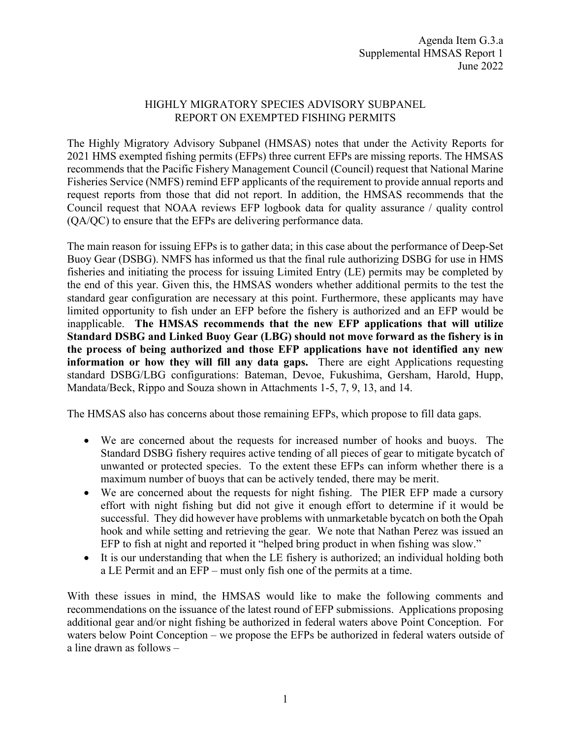Agenda Item G.3.a
Supplemental HMSAS Report 1
June 2022

# HIGHLY MIGRATORY SPECIES ADVISORY SUBPANEL REPORT ON EXEMPTED FISHING PERMITS

The Highly Migratory Advisory Subpanel (HMSAS) notes that under the Activity Reports for 2021 HMS exempted fishing permits (EFPs) three current EFPs are missing reports. The HMSAS recommends that the Pacific Fishery Management Council (Council) request that National Marine Fisheries Service (NMFS) remind EFP applicants of the requirement to provide annual reports and request reports from those that did not report. In addition, the HMSAS recommends that the Council request that NOAA reviews EFP logbook data for quality assurance / quality control (QA/QC) to ensure that the EFPs are delivering performance data.

The main reason for issuing EFPs is to gather data; in this case about the performance of Deep-Set Buoy Gear (DSBG). NMFS has informed us that the final rule authorizing DSBG for use in HMS fisheries and initiating the process for issuing Limited Entry (LE) permits may be completed by the end of this year. Given this, the HMSAS wonders whether additional permits to the test the standard gear configuration are necessary at this point. Furthermore, these applicants may have limited opportunity to fish under an EFP before the fishery is authorized and an EFP would be inapplicable. **The HMSAS recommends that the new EFP applications that will utilize Standard DSBG and Linked Buoy Gear (LBG) should not move forward as the fishery is in the process of being authorized and those EFP applications have not identified any new information or how they will fill any data gaps.** There are eight Applications requesting standard DSBG/LBG configurations: Bateman, Devoe, Fukushima, Gersham, Harold, Hupp, Mandata/Beck, Rippo and Souza shown in Attachments 1-5, 7, 9, 13, and 14.

The HMSAS also has concerns about those remaining EFPs, which propose to fill data gaps.

- We are concerned about the requests for increased number of hooks and buoys. The Standard DSBG fishery requires active tending of all pieces of gear to mitigate bycatch of unwanted or protected species. To the extent these EFPs can inform whether there is a maximum number of buoys that can be actively tended, there may be merit.
- We are concerned about the requests for night fishing. The PIER EFP made a cursory effort with night fishing but did not give it enough effort to determine if it would be successful. They did however have problems with unmarketable bycatch on both the Opah hook and while setting and retrieving the gear. We note that Nathan Perez was issued an EFP to fish at night and reported it "helped bring product in when fishing was slow."
- It is our understanding that when the LE fishery is authorized; an individual holding both a LE Permit and an EFP – must only fish one of the permits at a time.

With these issues in mind, the HMSAS would like to make the following comments and recommendations on the issuance of the latest round of EFP submissions. Applications proposing additional gear and/or night fishing be authorized in federal waters above Point Conception. For waters below Point Conception – we propose the EFPs be authorized in federal waters outside of a line drawn as follows –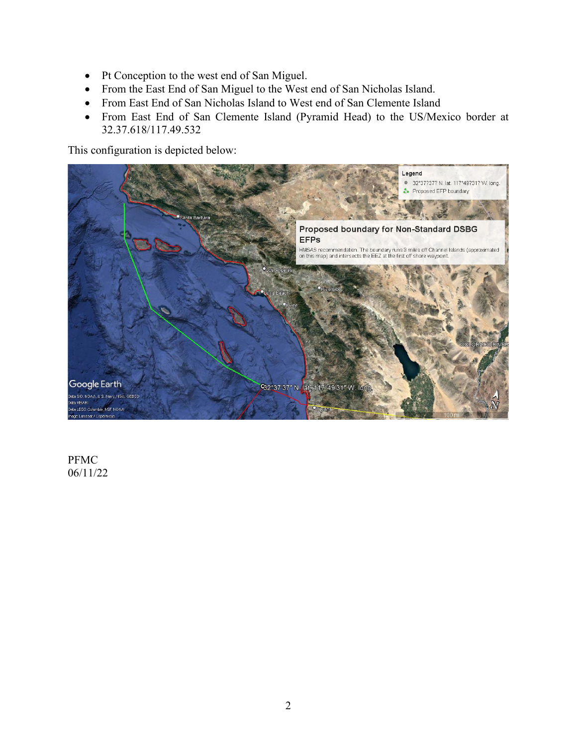- Pt Conception to the west end of San Miguel.
- From the East End of San Miguel to the West end of San Nicholas Island.
- From East End of San Nicholas Island to West end of San Clemente Island
- From East End of San Clemente Island (Pyramid Head) to the US/Mexico border at 32.37.618/117.49.532

This configuration is depicted below:

Legend
32°37?37? N. lat. 117°49?31? W. long.
Proposed EFP boundary

Proposed boundary for Non-Standard DSBG EFPs
HMSAS recommendation. The boundary runs 3 miles off Channel Islands (approximated on this map) and intersects the EEZ at the first off shore waypoint.

Santa Barbara
Los Angeles
Long Beach
Riverside
Irvine
COLORADO RIVER
32°37'37" N. lat. 117°49'31" W. long.
Tijuana
100 mi
Google Earth

PFMC
06/11/22